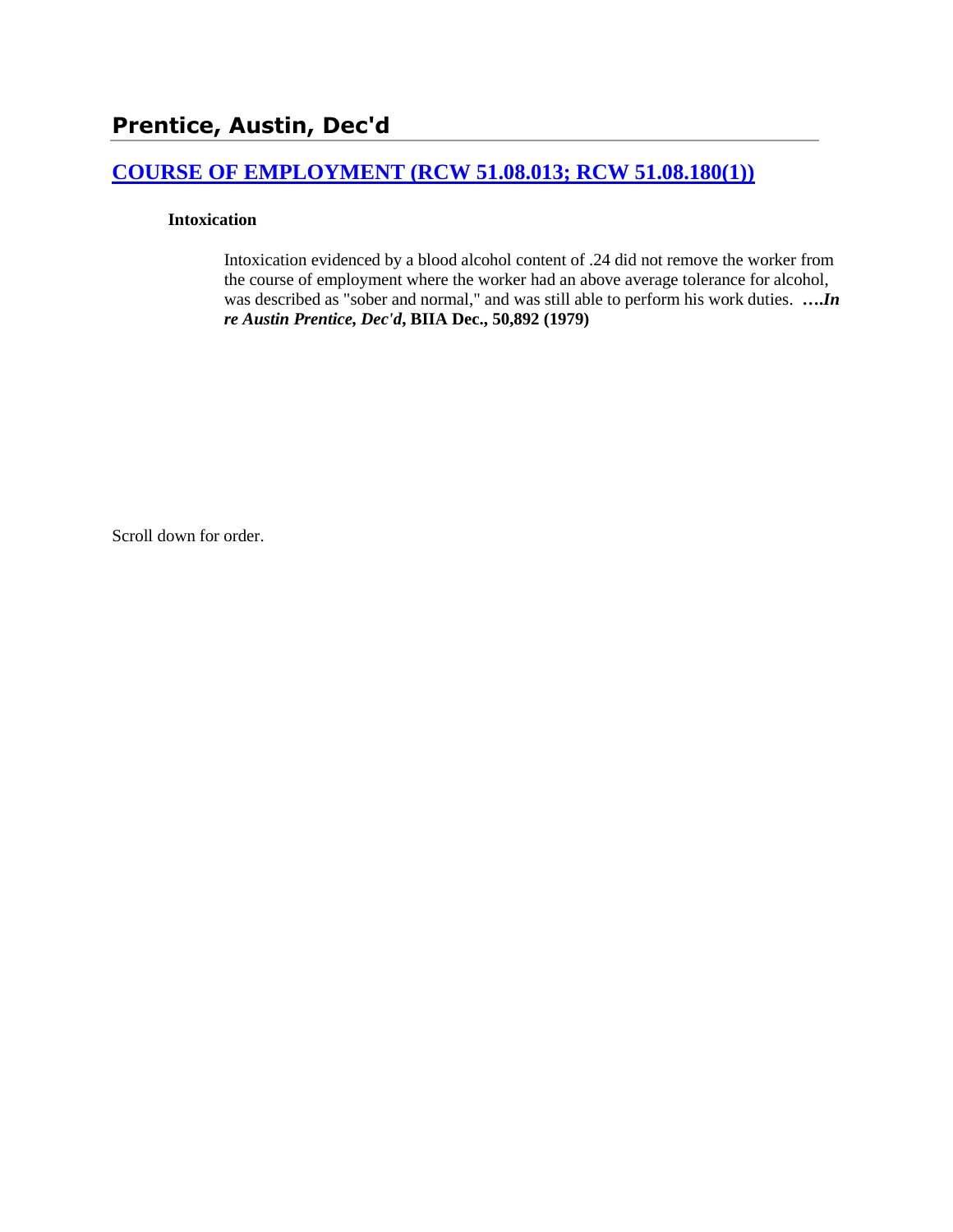## Prentice, Austin, Dec'd

### [COURSE OF EMPLOYMENT (RCW 51.08.013; RCW 51.08.180(1))]()

**Intoxication**

Intoxication evidenced by a blood alcohol content of .24 did not remove the worker from the course of employment where the worker had an above average tolerance for alcohol, was described as "sober and normal," and was still able to perform his work duties. ****….In re Austin Prentice, Dec'd*, BIIA Dec., 50,892 (1979)**

Scroll down for order.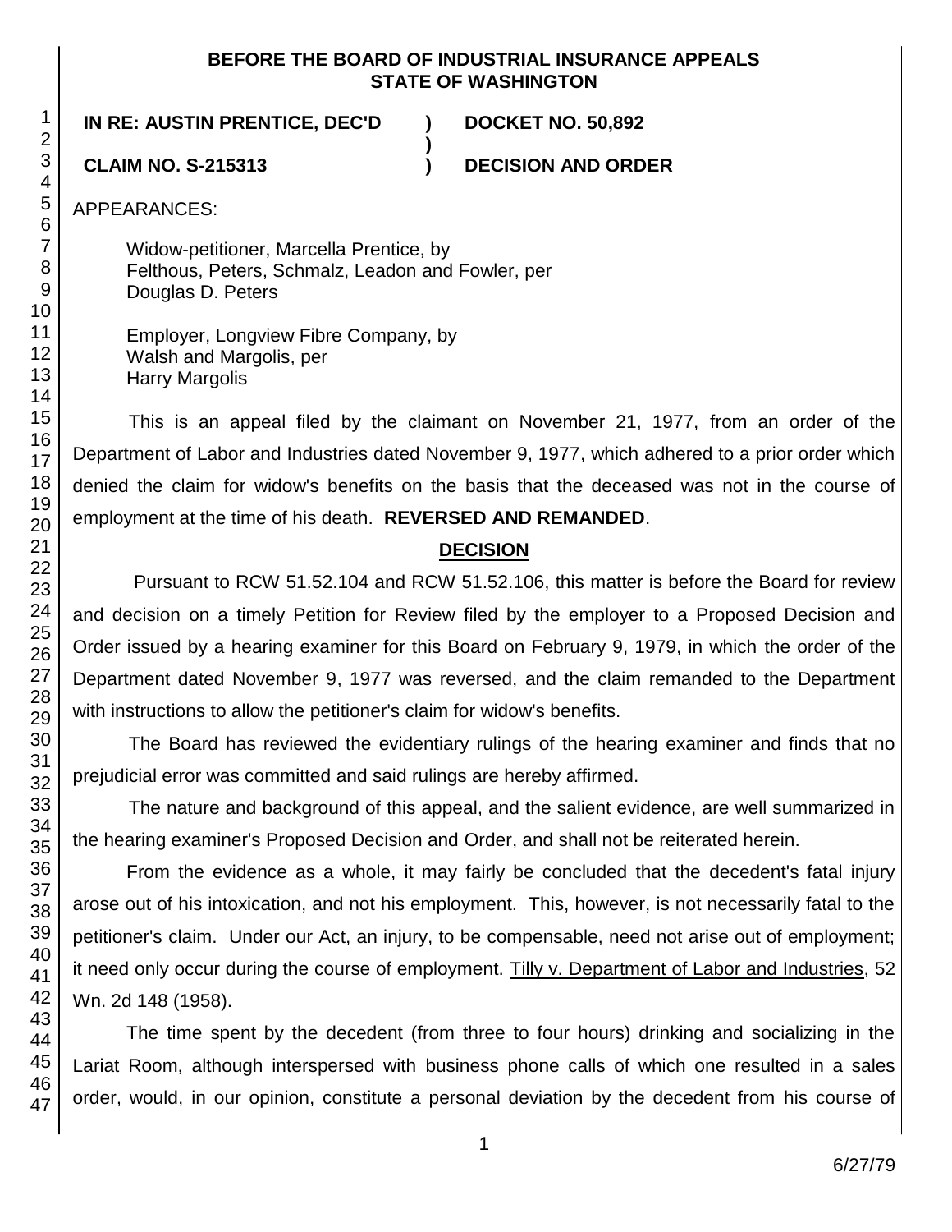**BEFORE THE BOARD OF INDUSTRIAL INSURANCE APPEALS**
**STATE OF WASHINGTON**

| | | |
|---|---|---|
| **IN RE: AUSTIN PRENTICE, DEC'D** | **)** | **DOCKET NO. 50,892** |
| | **)** | |
| **CLAIM NO. S-215313** | **)** | **DECISION AND ORDER** |

APPEARANCES:

Widow-petitioner, Marcella Prentice, by
Felthous, Peters, Schmalz, Leadon and Fowler, per
Douglas D. Peters

Employer, Longview Fibre Company, by
Walsh and Margolis, per
Harry Margolis

This is an appeal filed by the claimant on November 21, 1977, from an order of the Department of Labor and Industries dated November 9, 1977, which adhered to a prior order which denied the claim for widow's benefits on the basis that the deceased was not in the course of employment at the time of his death. **REVERSED AND REMANDED**.

## DECISION

Pursuant to RCW 51.52.104 and RCW 51.52.106, this matter is before the Board for review and decision on a timely Petition for Review filed by the employer to a Proposed Decision and Order issued by a hearing examiner for this Board on February 9, 1979, in which the order of the Department dated November 9, 1977 was reversed, and the claim remanded to the Department with instructions to allow the petitioner's claim for widow's benefits.

The Board has reviewed the evidentiary rulings of the hearing examiner and finds that no prejudicial error was committed and said rulings are hereby affirmed.

The nature and background of this appeal, and the salient evidence, are well summarized in the hearing examiner's Proposed Decision and Order, and shall not be reiterated herein.

From the evidence as a whole, it may fairly be concluded that the decedent's fatal injury arose out of his intoxication, and not his employment. This, however, is not necessarily fatal to the petitioner's claim. Under our Act, an injury, to be compensable, need not arise out of employment; it need only occur during the course of employment. Tilly v. Department of Labor and Industries, 52 Wn. 2d 148 (1958).

The time spent by the decedent (from three to four hours) drinking and socializing in the Lariat Room, although interspersed with business phone calls of which one resulted in a sales order, would, in our opinion, constitute a personal deviation by the decedent from his course of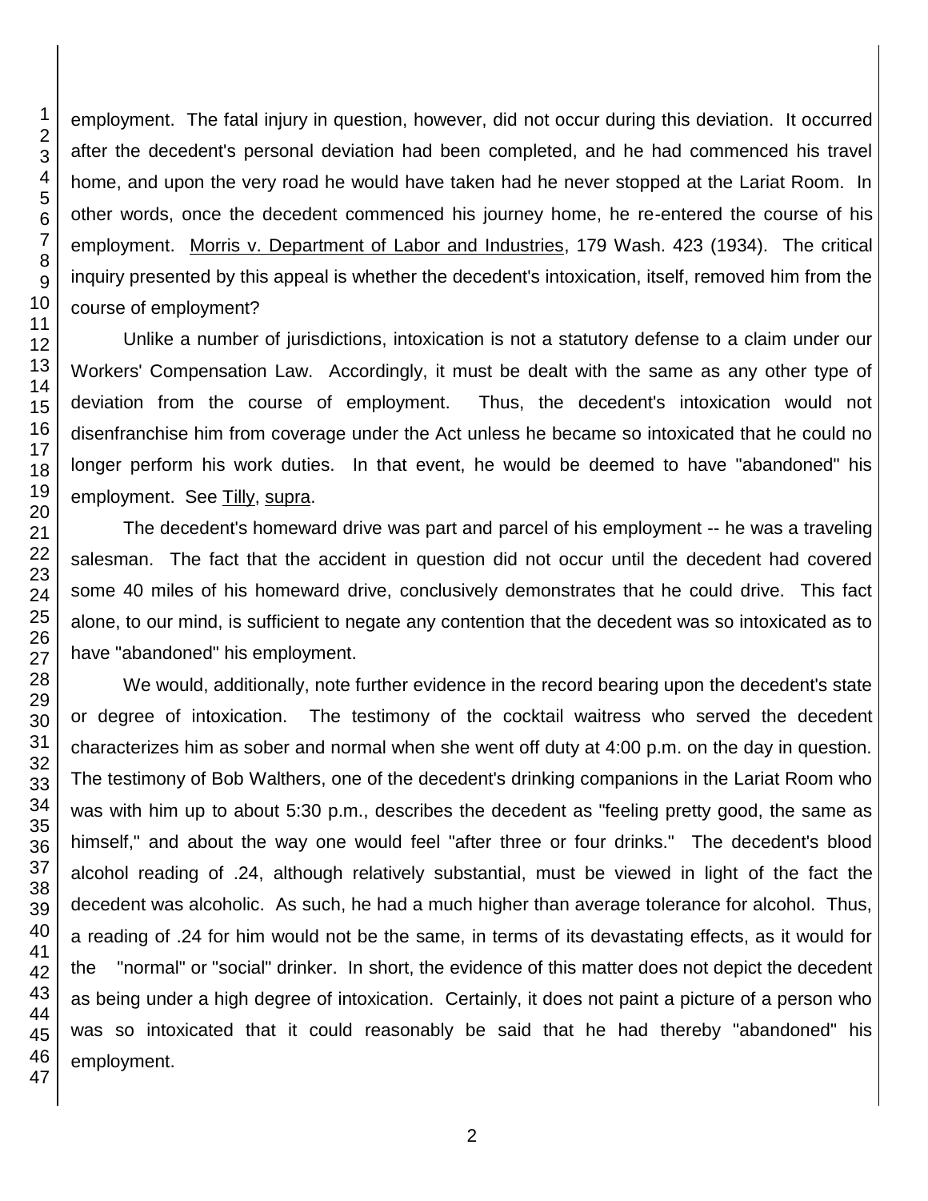employment. The fatal injury in question, however, did not occur during this deviation. It occurred after the decedent's personal deviation had been completed, and he had commenced his travel home, and upon the very road he would have taken had he never stopped at the Lariat Room. In other words, once the decedent commenced his journey home, he re-entered the course of his employment. Morris v. Department of Labor and Industries, 179 Wash. 423 (1934). The critical inquiry presented by this appeal is whether the decedent's intoxication, itself, removed him from the course of employment?

Unlike a number of jurisdictions, intoxication is not a statutory defense to a claim under our Workers' Compensation Law. Accordingly, it must be dealt with the same as any other type of deviation from the course of employment. Thus, the decedent's intoxication would not disenfranchise him from coverage under the Act unless he became so intoxicated that he could no longer perform his work duties. In that event, he would be deemed to have "abandoned" his employment. See Tilly, supra.

The decedent's homeward drive was part and parcel of his employment -- he was a traveling salesman. The fact that the accident in question did not occur until the decedent had covered some 40 miles of his homeward drive, conclusively demonstrates that he could drive. This fact alone, to our mind, is sufficient to negate any contention that the decedent was so intoxicated as to have "abandoned" his employment.

We would, additionally, note further evidence in the record bearing upon the decedent's state or degree of intoxication. The testimony of the cocktail waitress who served the decedent characterizes him as sober and normal when she went off duty at 4:00 p.m. on the day in question. The testimony of Bob Walthers, one of the decedent's drinking companions in the Lariat Room who was with him up to about 5:30 p.m., describes the decedent as "feeling pretty good, the same as himself," and about the way one would feel "after three or four drinks." The decedent's blood alcohol reading of .24, although relatively substantial, must be viewed in light of the fact the decedent was alcoholic. As such, he had a much higher than average tolerance for alcohol. Thus, a reading of .24 for him would not be the same, in terms of its devastating effects, as it would for the "normal" or "social" drinker. In short, the evidence of this matter does not depict the decedent as being under a high degree of intoxication. Certainly, it does not paint a picture of a person who was so intoxicated that it could reasonably be said that he had thereby "abandoned" his employment.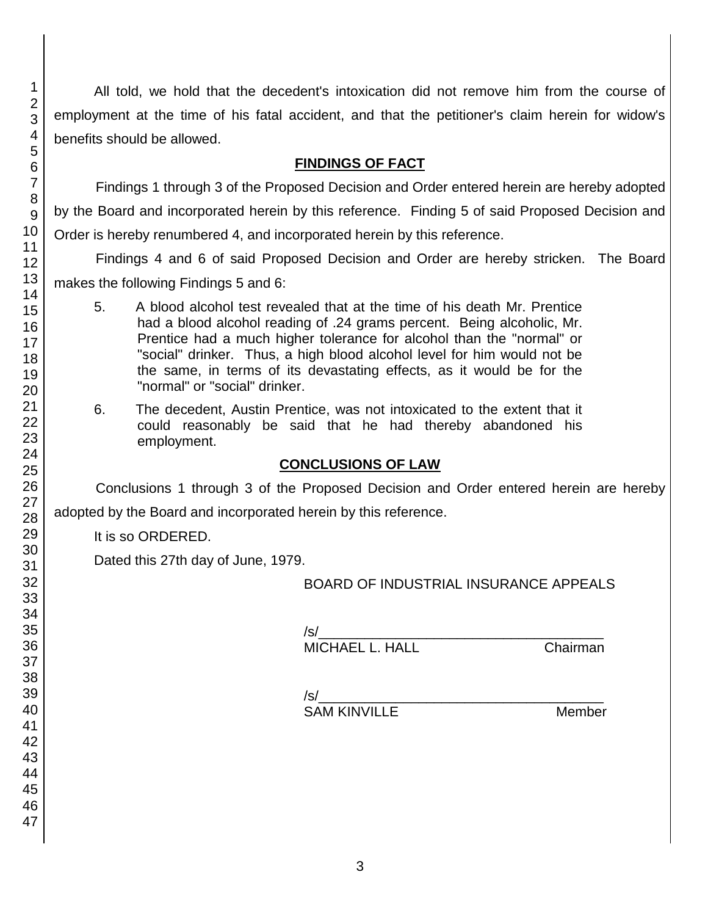All told, we hold that the decedent's intoxication did not remove him from the course of employment at the time of his fatal accident, and that the petitioner's claim herein for widow's benefits should be allowed.

## FINDINGS OF FACT

Findings 1 through 3 of the Proposed Decision and Order entered herein are hereby adopted by the Board and incorporated herein by this reference. Finding 5 of said Proposed Decision and Order is hereby renumbered 4, and incorporated herein by this reference.

Findings 4 and 6 of said Proposed Decision and Order are hereby stricken. The Board makes the following Findings 5 and 6:

5. A blood alcohol test revealed that at the time of his death Mr. Prentice had a blood alcohol reading of .24 grams percent. Being alcoholic, Mr. Prentice had a much higher tolerance for alcohol than the "normal" or "social" drinker. Thus, a high blood alcohol level for him would not be the same, in terms of its devastating effects, as it would be for the "normal" or "social" drinker.

6. The decedent, Austin Prentice, was not intoxicated to the extent that it could reasonably be said that he had thereby abandoned his employment.

## CONCLUSIONS OF LAW

Conclusions 1 through 3 of the Proposed Decision and Order entered herein are hereby adopted by the Board and incorporated herein by this reference.

It is so ORDERED.

Dated this 27th day of June, 1979.

BOARD OF INDUSTRIAL INSURANCE APPEALS

/s/\_\_\_\_\_\_\_\_\_\_\_\_\_\_\_\_\_\_\_\_\_\_\_\_\_\_\_\_\_\_\_\_\_\_\_\_
MICHAEL L. HALL Chairman

/s/\_\_\_\_\_\_\_\_\_\_\_\_\_\_\_\_\_\_\_\_\_\_\_\_\_\_\_\_\_\_\_\_\_\_\_\_
SAM KINVILLE Member